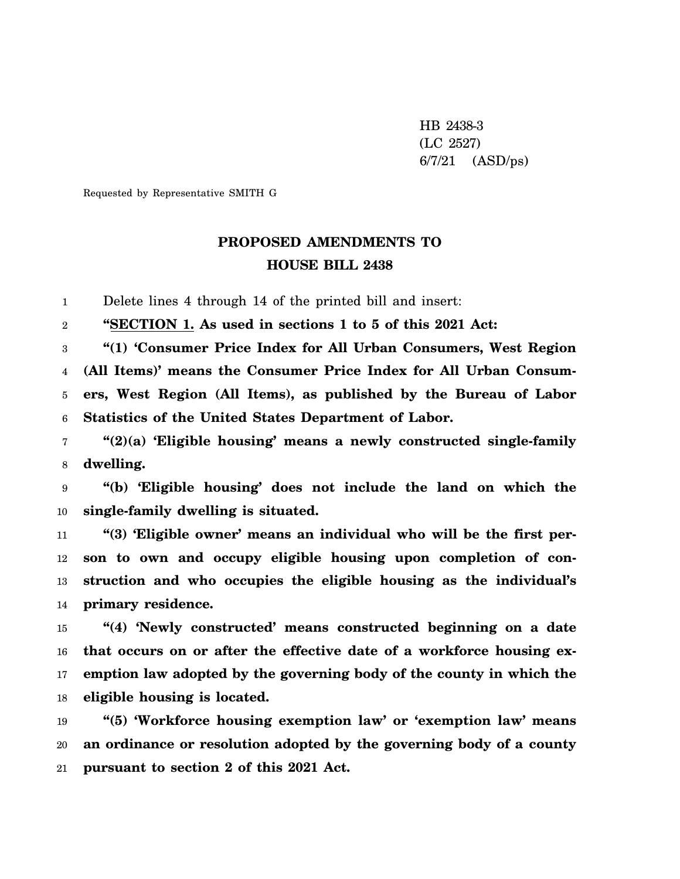HB 2438-3
(LC 2527)
6/7/21 (ASD/ps)

Requested by Representative SMITH G

## PROPOSED AMENDMENTS TO
## HOUSE BILL 2438

Delete lines 4 through 14 of the printed bill and insert:

**"SECTION 1. As used in sections 1 to 5 of this 2021 Act:**

**"(1) 'Consumer Price Index for All Urban Consumers, West Region (All Items)' means the Consumer Price Index for All Urban Consumers, West Region (All Items), as published by the Bureau of Labor Statistics of the United States Department of Labor.**

**"(2)(a) 'Eligible housing' means a newly constructed single-family dwelling.**

**"(b) 'Eligible housing' does not include the land on which the single-family dwelling is situated.**

**"(3) 'Eligible owner' means an individual who will be the first person to own and occupy eligible housing upon completion of construction and who occupies the eligible housing as the individual's primary residence.**

**"(4) 'Newly constructed' means constructed beginning on a date that occurs on or after the effective date of a workforce housing exemption law adopted by the governing body of the county in which the eligible housing is located.**

**"(5) 'Workforce housing exemption law' or 'exemption law' means an ordinance or resolution adopted by the governing body of a county pursuant to section 2 of this 2021 Act.**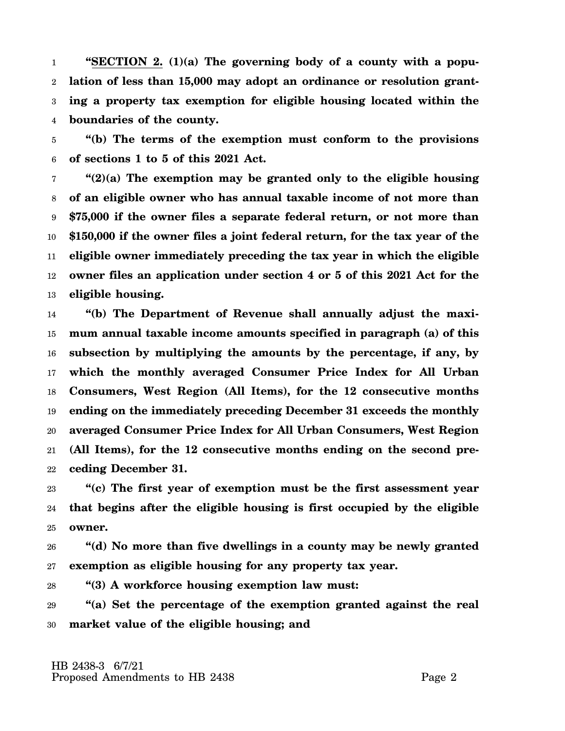**"<u>SECTION 2.</u> (1)(a) The governing body of a county with a population of less than 15,000 may adopt an ordinance or resolution granting a property tax exemption for eligible housing located within the boundaries of the county.**

**"(b) The terms of the exemption must conform to the provisions of sections 1 to 5 of this 2021 Act.**

**"(2)(a) The exemption may be granted only to the eligible housing of an eligible owner who has annual taxable income of not more than $75,000 if the owner files a separate federal return, or not more than $150,000 if the owner files a joint federal return, for the tax year of the eligible owner immediately preceding the tax year in which the eligible owner files an application under section 4 or 5 of this 2021 Act for the eligible housing.**

**"(b) The Department of Revenue shall annually adjust the maximum annual taxable income amounts specified in paragraph (a) of this subsection by multiplying the amounts by the percentage, if any, by which the monthly averaged Consumer Price Index for All Urban Consumers, West Region (All Items), for the 12 consecutive months ending on the immediately preceding December 31 exceeds the monthly averaged Consumer Price Index for All Urban Consumers, West Region (All Items), for the 12 consecutive months ending on the second preceding December 31.**

**"(c) The first year of exemption must be the first assessment year that begins after the eligible housing is first occupied by the eligible owner.**

**"(d) No more than five dwellings in a county may be newly granted exemption as eligible housing for any property tax year.**

**"(3) A workforce housing exemption law must:**

**"(a) Set the percentage of the exemption granted against the real market value of the eligible housing; and**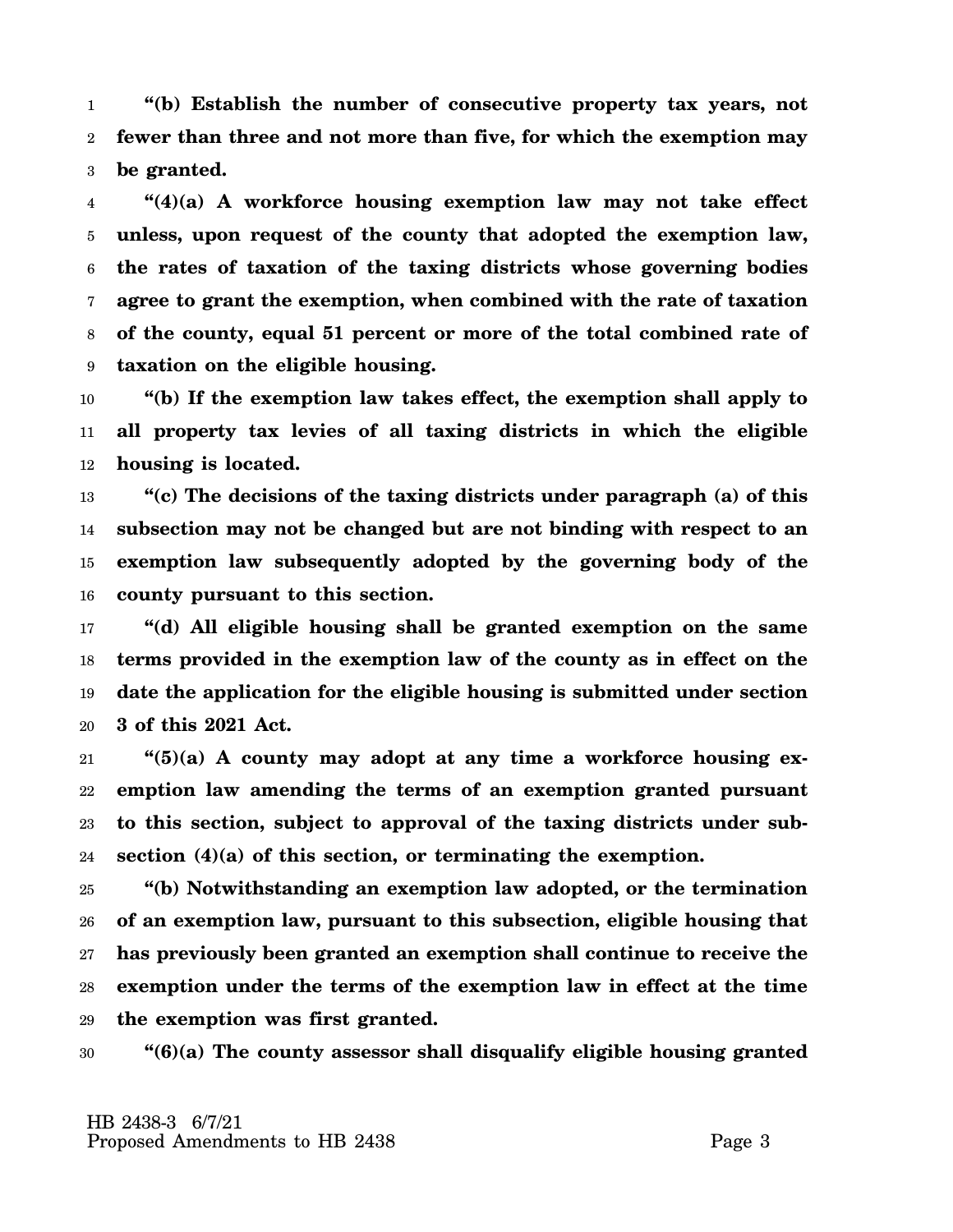**"(b) Establish the number of consecutive property tax years, not fewer than three and not more than five, for which the exemption may be granted.**

**"(4)(a) A workforce housing exemption law may not take effect unless, upon request of the county that adopted the exemption law, the rates of taxation of the taxing districts whose governing bodies agree to grant the exemption, when combined with the rate of taxation of the county, equal 51 percent or more of the total combined rate of taxation on the eligible housing.**

**"(b) If the exemption law takes effect, the exemption shall apply to all property tax levies of all taxing districts in which the eligible housing is located.**

**"(c) The decisions of the taxing districts under paragraph (a) of this subsection may not be changed but are not binding with respect to an exemption law subsequently adopted by the governing body of the county pursuant to this section.**

**"(d) All eligible housing shall be granted exemption on the same terms provided in the exemption law of the county as in effect on the date the application for the eligible housing is submitted under section 3 of this 2021 Act.**

**"(5)(a) A county may adopt at any time a workforce housing exemption law amending the terms of an exemption granted pursuant to this section, subject to approval of the taxing districts under subsection (4)(a) of this section, or terminating the exemption.**

**"(b) Notwithstanding an exemption law adopted, or the termination of an exemption law, pursuant to this subsection, eligible housing that has previously been granted an exemption shall continue to receive the exemption under the terms of the exemption law in effect at the time the exemption was first granted.**

**"(6)(a) The county assessor shall disqualify eligible housing granted**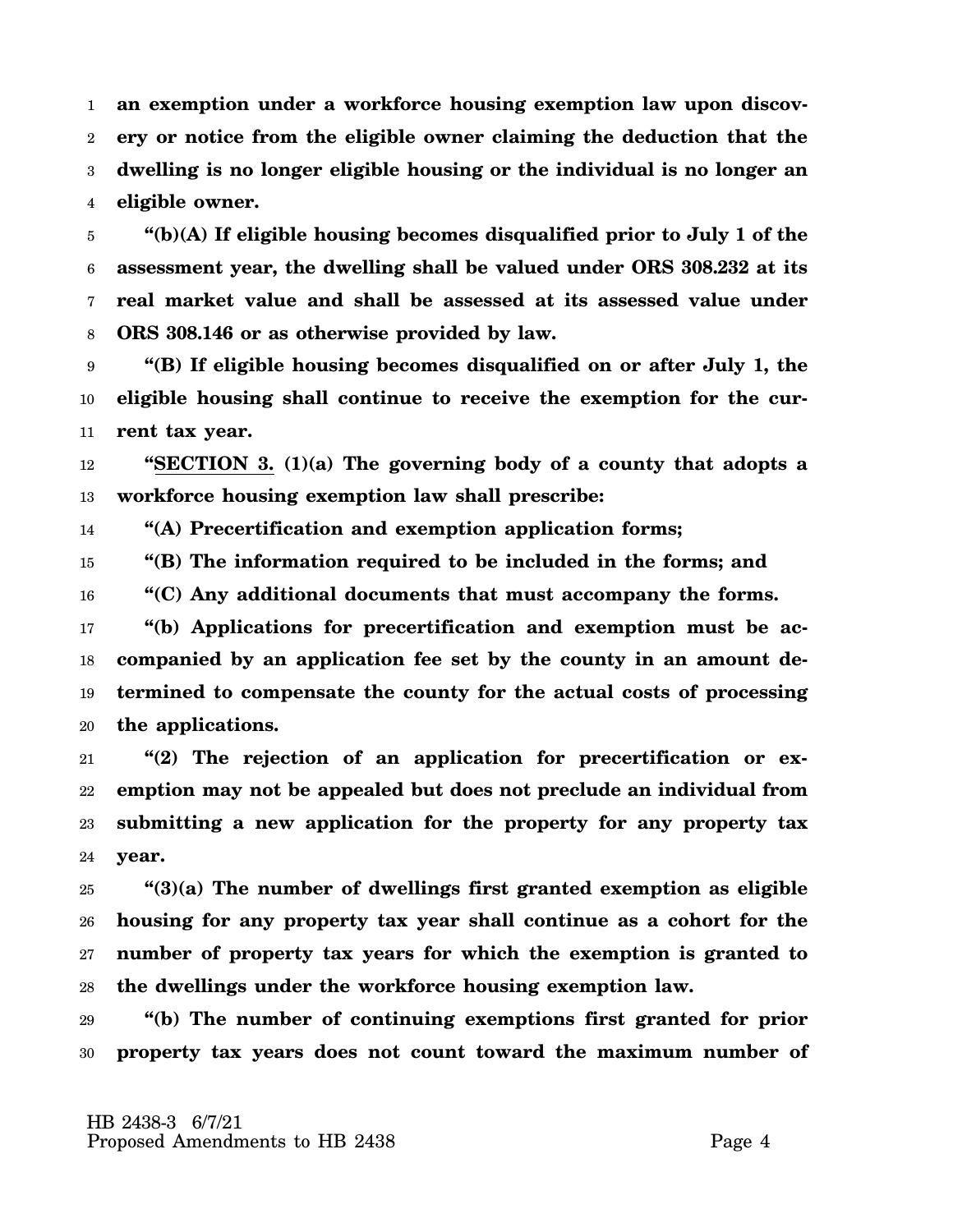**an exemption under a workforce housing exemption law upon discovery or notice from the eligible owner claiming the deduction that the dwelling is no longer eligible housing or the individual is no longer an eligible owner.**

**"(b)(A) If eligible housing becomes disqualified prior to July 1 of the assessment year, the dwelling shall be valued under ORS 308.232 at its real market value and shall be assessed at its assessed value under ORS 308.146 or as otherwise provided by law.**

**"(B) If eligible housing becomes disqualified on or after July 1, the eligible housing shall continue to receive the exemption for the current tax year.**

**"SECTION 3. (1)(a) The governing body of a county that adopts a workforce housing exemption law shall prescribe:**

**"(A) Precertification and exemption application forms;**

**"(B) The information required to be included in the forms; and**

**"(C) Any additional documents that must accompany the forms.**

**"(b) Applications for precertification and exemption must be accompanied by an application fee set by the county in an amount determined to compensate the county for the actual costs of processing the applications.**

**"(2) The rejection of an application for precertification or exemption may not be appealed but does not preclude an individual from submitting a new application for the property for any property tax year.**

**"(3)(a) The number of dwellings first granted exemption as eligible housing for any property tax year shall continue as a cohort for the number of property tax years for which the exemption is granted to the dwellings under the workforce housing exemption law.**

**"(b) The number of continuing exemptions first granted for prior property tax years does not count toward the maximum number of**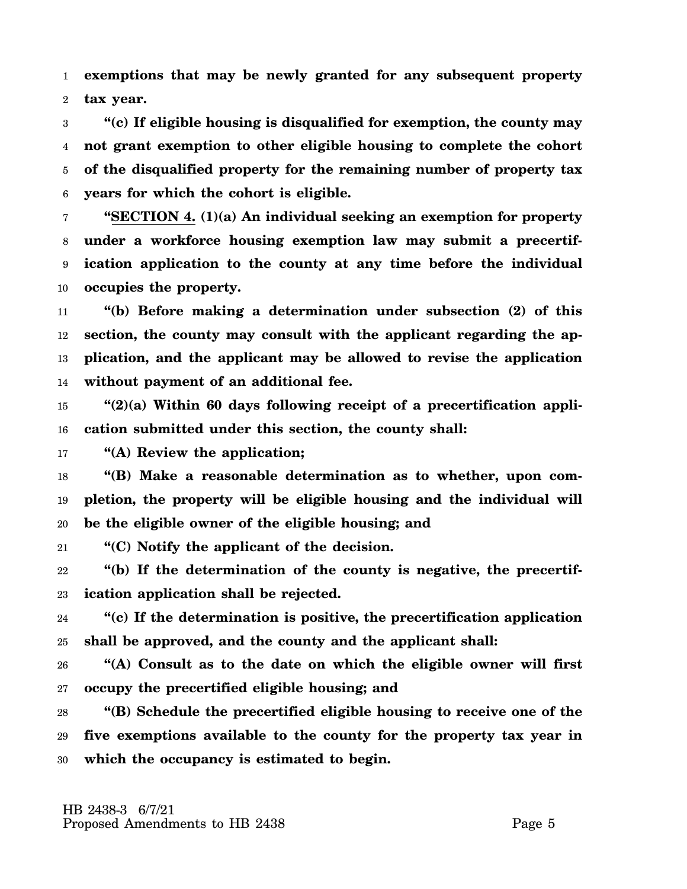**exemptions that may be newly granted for any subsequent property tax year.**

**"(c) If eligible housing is disqualified for exemption, the county may not grant exemption to other eligible housing to complete the cohort of the disqualified property for the remaining number of property tax years for which the cohort is eligible.**

**"<u>SECTION 4.</u> (1)(a) An individual seeking an exemption for property under a workforce housing exemption law may submit a precertification application to the county at any time before the individual occupies the property.**

**"(b) Before making a determination under subsection (2) of this section, the county may consult with the applicant regarding the application, and the applicant may be allowed to revise the application without payment of an additional fee.**

**"(2)(a) Within 60 days following receipt of a precertification application submitted under this section, the county shall:**

**"(A) Review the application;**

**"(B) Make a reasonable determination as to whether, upon completion, the property will be eligible housing and the individual will be the eligible owner of the eligible housing; and**

**"(C) Notify the applicant of the decision.**

**"(b) If the determination of the county is negative, the precertification application shall be rejected.**

**"(c) If the determination is positive, the precertification application shall be approved, and the county and the applicant shall:**

**"(A) Consult as to the date on which the eligible owner will first occupy the precertified eligible housing; and**

**"(B) Schedule the precertified eligible housing to receive one of the five exemptions available to the county for the property tax year in which the occupancy is estimated to begin.**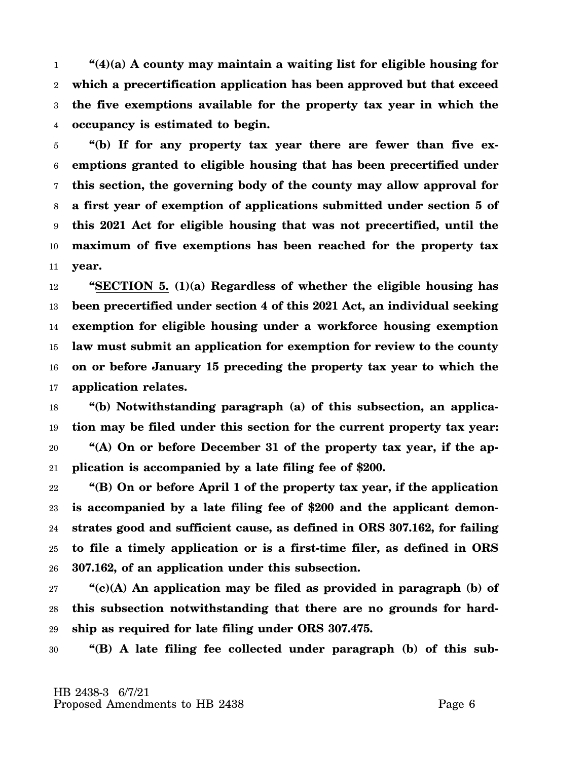**"(4)(a) A county may maintain a waiting list for eligible housing for which a precertification application has been approved but that exceed the five exemptions available for the property tax year in which the occupancy is estimated to begin.**

**"(b) If for any property tax year there are fewer than five exemptions granted to eligible housing that has been precertified under this section, the governing body of the county may allow approval for a first year of exemption of applications submitted under section 5 of this 2021 Act for eligible housing that was not precertified, until the maximum of five exemptions has been reached for the property tax year.**

**"SECTION 5. (1)(a) Regardless of whether the eligible housing has been precertified under section 4 of this 2021 Act, an individual seeking exemption for eligible housing under a workforce housing exemption law must submit an application for exemption for review to the county on or before January 15 preceding the property tax year to which the application relates.**

**"(b) Notwithstanding paragraph (a) of this subsection, an application may be filed under this section for the current property tax year:**

**"(A) On or before December 31 of the property tax year, if the application is accompanied by a late filing fee of $200.**

**"(B) On or before April 1 of the property tax year, if the application is accompanied by a late filing fee of $200 and the applicant demonstrates good and sufficient cause, as defined in ORS 307.162, for failing to file a timely application or is a first-time filer, as defined in ORS 307.162, of an application under this subsection.**

**"(c)(A) An application may be filed as provided in paragraph (b) of this subsection notwithstanding that there are no grounds for hardship as required for late filing under ORS 307.475.**

**"(B) A late filing fee collected under paragraph (b) of this sub-**

HB 2438-3 6/7/21
Proposed Amendments to HB 2438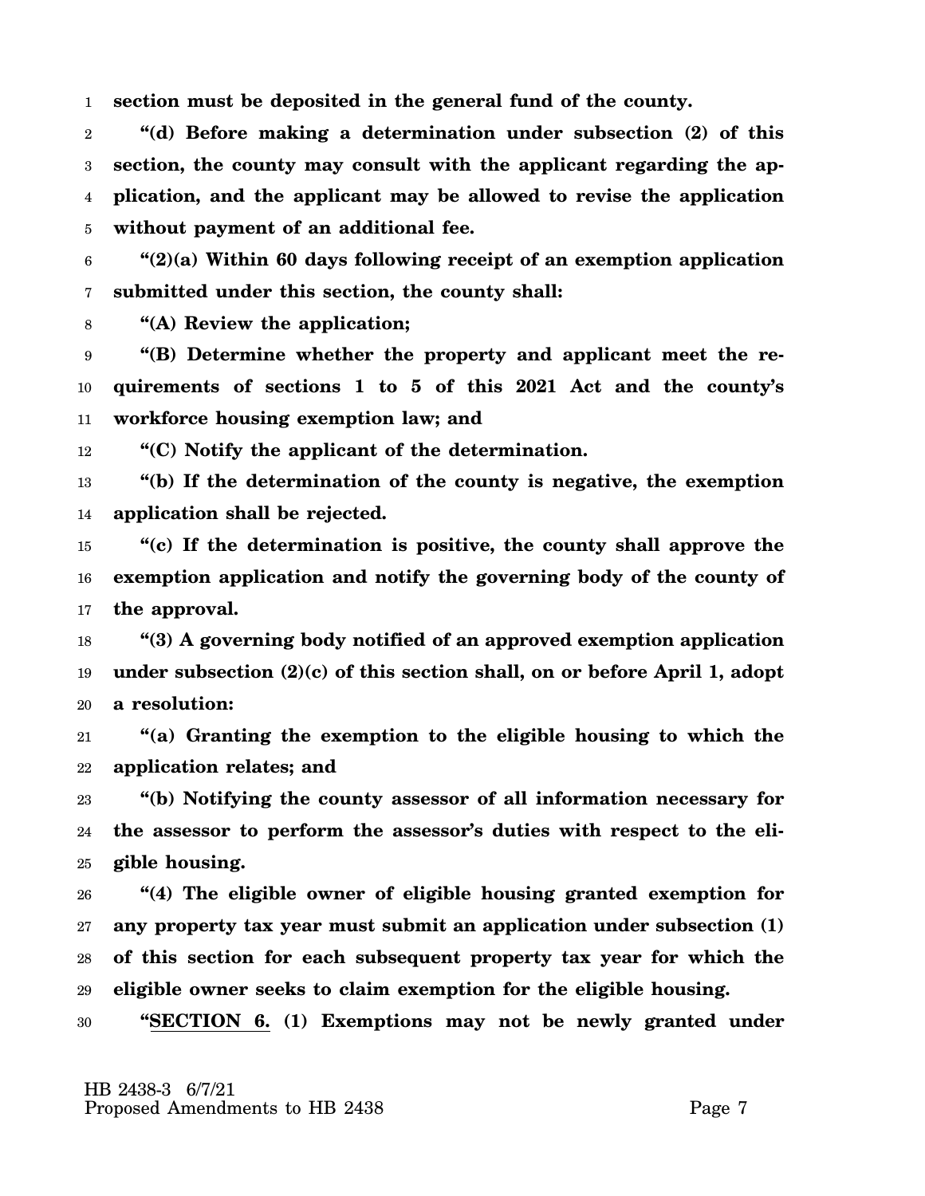**section must be deposited in the general fund of the county.**

**"(d) Before making a determination under subsection (2) of this section, the county may consult with the applicant regarding the application, and the applicant may be allowed to revise the application without payment of an additional fee.**

**"(2)(a) Within 60 days following receipt of an exemption application submitted under this section, the county shall:**

**"(A) Review the application;**

**"(B) Determine whether the property and applicant meet the requirements of sections 1 to 5 of this 2021 Act and the county's workforce housing exemption law; and**

**"(C) Notify the applicant of the determination.**

**"(b) If the determination of the county is negative, the exemption application shall be rejected.**

**"(c) If the determination is positive, the county shall approve the exemption application and notify the governing body of the county of the approval.**

**"(3) A governing body notified of an approved exemption application under subsection (2)(c) of this section shall, on or before April 1, adopt a resolution:**

**"(a) Granting the exemption to the eligible housing to which the application relates; and**

**"(b) Notifying the county assessor of all information necessary for the assessor to perform the assessor's duties with respect to the eligible housing.**

**"(4) The eligible owner of eligible housing granted exemption for any property tax year must submit an application under subsection (1) of this section for each subsequent property tax year for which the eligible owner seeks to claim exemption for the eligible housing.**

**"SECTION 6. (1) Exemptions may not be newly granted under**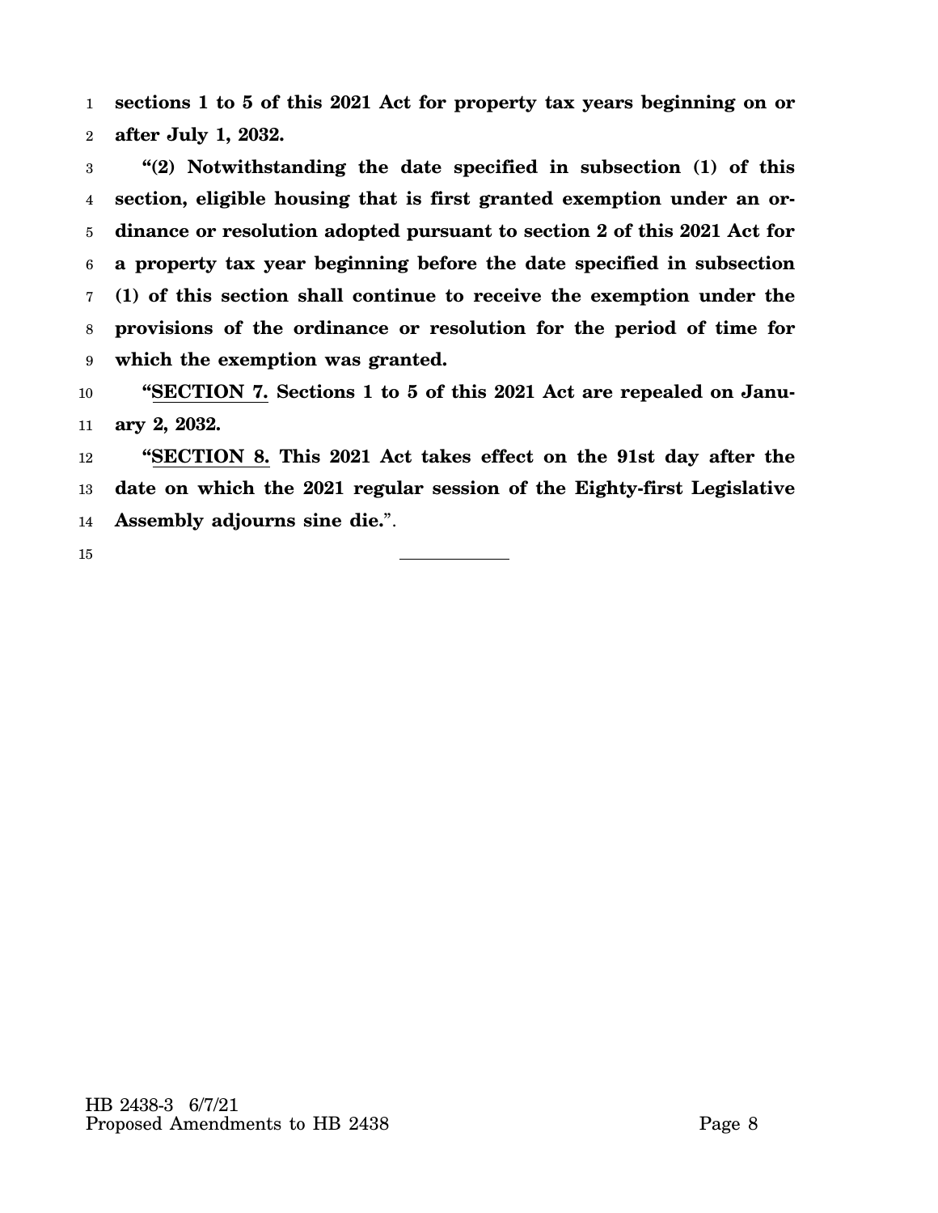**sections 1 to 5 of this 2021 Act for property tax years beginning on or after July 1, 2032.**

**"(2) Notwithstanding the date specified in subsection (1) of this section, eligible housing that is first granted exemption under an ordinance or resolution adopted pursuant to section 2 of this 2021 Act for a property tax year beginning before the date specified in subsection (1) of this section shall continue to receive the exemption under the provisions of the ordinance or resolution for the period of time for which the exemption was granted.**

**"<u>SECTION 7.</u> Sections 1 to 5 of this 2021 Act are repealed on January 2, 2032.**

**"<u>SECTION 8.</u> This 2021 Act takes effect on the 91st day after the date on which the 2021 regular session of the Eighty-first Legislative Assembly adjourns sine die."**.

---

HB 2438-3 6/7/21
Proposed Amendments to HB 2438